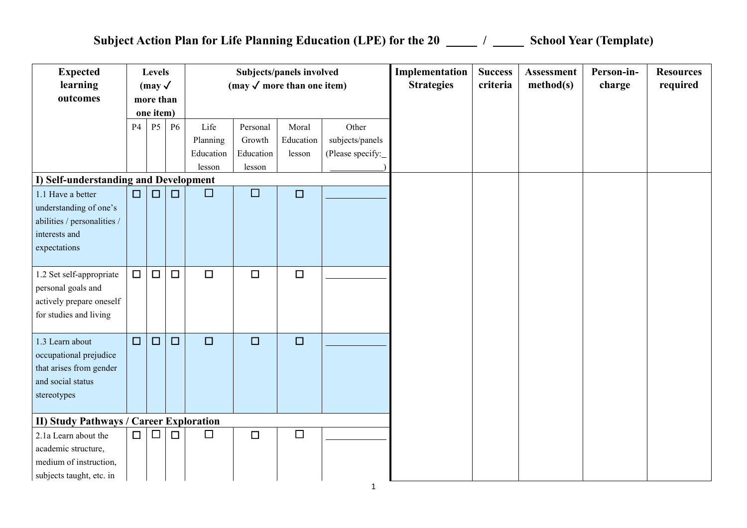# Subject Action Plan for Life Planning Education (LPE) for the 20 _____ / _____ School Year (Template)

| Expected learning outcomes | Levels (may ✓ more than one item) | | | Subjects/panels involved (may ✓ more than one item) | | | | Implementation Strategies | Success criteria | Assessment method(s) | Person-in-charge | Resources required |
|---|---|---|---|---|---|---|---|---|---|---|---|---|
| | P4 | P5 | P6 | Life Planning Education lesson | Personal Growth Education lesson | Moral Education lesson | Other subjects/panels (Please specify:_ ___________) | | | | | |
| **I) Self-understanding and Development** | | | | | | | | | | | | |
| 1.1 Have a better understanding of one's abilities / personalities / interests and expectations | ☐ | ☐ | ☐ | ☐ | ☐ | ☐ | ____________ | | | | | |
| 1.2 Set self-appropriate personal goals and actively prepare oneself for studies and living | ☐ | ☐ | ☐ | ☐ | ☐ | ☐ | ____________ | | | | | |
| 1.3 Learn about occupational prejudice that arises from gender and social status stereotypes | ☐ | ☐ | ☐ | ☐ | ☐ | ☐ | ____________ | | | | | |
| **II) Study Pathways / Career Exploration** | | | | | | | | | | | | |
| 2.1a Learn about the academic structure, medium of instruction, subjects taught, etc. in | ☐ | ☐ | ☐ | ☐ | ☐ | ☐ | ____________ | | | | | |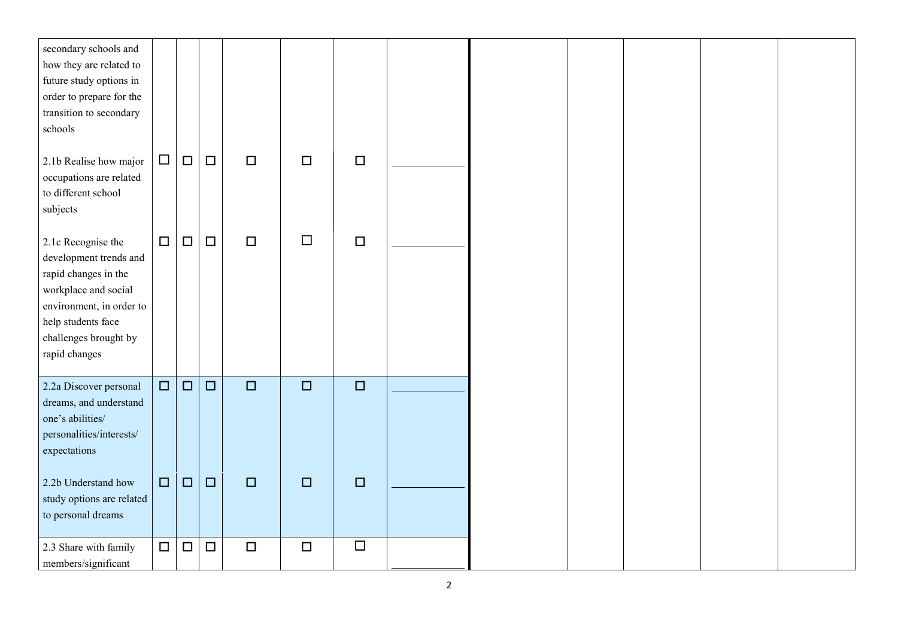| | | | | | | | | | | | | |
|---|---|---|---|---|---|---|---|---|---|---|---|---|
| secondary schools and how they are related to future study options in order to prepare for the transition to secondary schools | | | | | | | | | | | | |
| 2.1b Realise how major occupations are related to different school subjects | ☐ | ☐ | ☐ | ☐ | ☐ | ☐ | ____________ | | | | | |
| 2.1c Recognise the development trends and rapid changes in the workplace and social environment, in order to help students face challenges brought by rapid changes | ☐ | ☐ | ☐ | ☐ | ☐ | ☐ | ____________ | | | | | |
| 2.2a Discover personal dreams, and understand one's abilities/ personalities/interests/ expectations | ☐ | ☐ | ☐ | ☐ | ☐ | ☐ | ____________ | | | | | |
| 2.2b Understand how study options are related to personal dreams | ☐ | ☐ | ☐ | ☐ | ☐ | ☐ | ____________ | | | | | |
| 2.3 Share with family members/significant | ☐ | ☐ | ☐ | ☐ | ☐ | ☐ | ____________ | | | | | |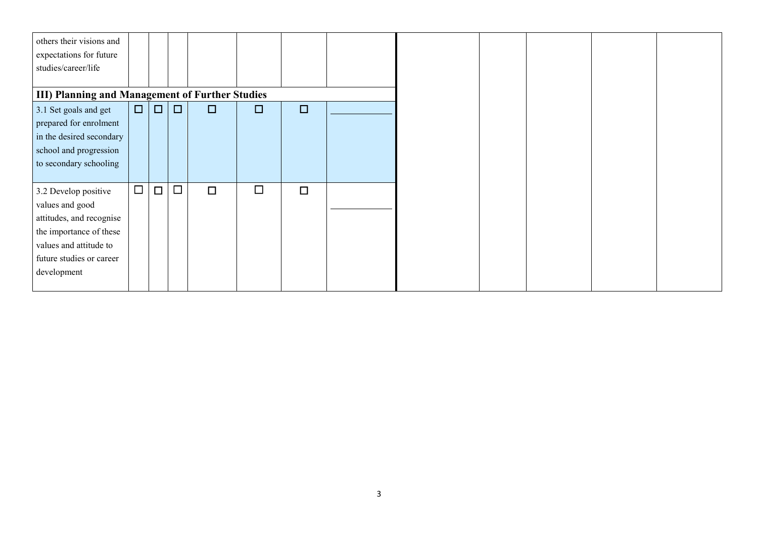| | | | | | | | | | | | | |
|---|---|---|---|---|---|---|---|---|---|---|---|---|
| others their visions and expectations for future studies/career/life | | | | | | | | | | | | |
| **III) Planning and Management of Further Studies** | | | | | | | | | | | | |
| 3.1 Set goals and get prepared for enrolment in the desired secondary school and progression to secondary schooling | ☐ | ☐ | ☐ | ☐ | ☐ | ☐ | ____________ | | | | | |
| 3.2 Develop positive values and good attitudes, and recognise the importance of these values and attitude to future studies or career development | ☐ | ☐ | ☐ | ☐ | ☐ | ☐ | ____________ | | | | | |